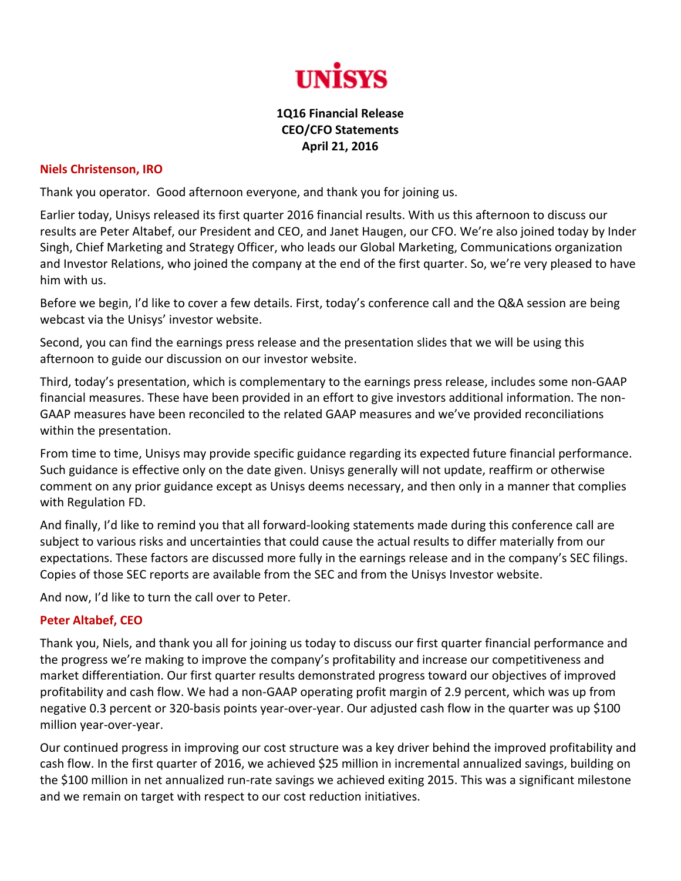# UNISYS

**1Q16 Financial Release**
**CEO/CFO Statements**
**April 21, 2016**

**Niels Christenson, IRO**

Thank you operator. Good afternoon everyone, and thank you for joining us.

Earlier today, Unisys released its first quarter 2016 financial results. With us this afternoon to discuss our results are Peter Altabef, our President and CEO, and Janet Haugen, our CFO. We're also joined today by Inder Singh, Chief Marketing and Strategy Officer, who leads our Global Marketing, Communications organization and Investor Relations, who joined the company at the end of the first quarter. So, we're very pleased to have him with us.

Before we begin, I'd like to cover a few details. First, today's conference call and the Q&A session are being webcast via the Unisys' investor website.

Second, you can find the earnings press release and the presentation slides that we will be using this afternoon to guide our discussion on our investor website.

Third, today's presentation, which is complementary to the earnings press release, includes some non-GAAP financial measures. These have been provided in an effort to give investors additional information. The non-GAAP measures have been reconciled to the related GAAP measures and we've provided reconciliations within the presentation.

From time to time, Unisys may provide specific guidance regarding its expected future financial performance. Such guidance is effective only on the date given. Unisys generally will not update, reaffirm or otherwise comment on any prior guidance except as Unisys deems necessary, and then only in a manner that complies with Regulation FD.

And finally, I'd like to remind you that all forward-looking statements made during this conference call are subject to various risks and uncertainties that could cause the actual results to differ materially from our expectations. These factors are discussed more fully in the earnings release and in the company's SEC filings. Copies of those SEC reports are available from the SEC and from the Unisys Investor website.

And now, I'd like to turn the call over to Peter.

**Peter Altabef, CEO**

Thank you, Niels, and thank you all for joining us today to discuss our first quarter financial performance and the progress we're making to improve the company's profitability and increase our competitiveness and market differentiation. Our first quarter results demonstrated progress toward our objectives of improved profitability and cash flow. We had a non-GAAP operating profit margin of 2.9 percent, which was up from negative 0.3 percent or 320-basis points year-over-year. Our adjusted cash flow in the quarter was up $100 million year-over-year.

Our continued progress in improving our cost structure was a key driver behind the improved profitability and cash flow. In the first quarter of 2016, we achieved $25 million in incremental annualized savings, building on the $100 million in net annualized run-rate savings we achieved exiting 2015. This was a significant milestone and we remain on target with respect to our cost reduction initiatives.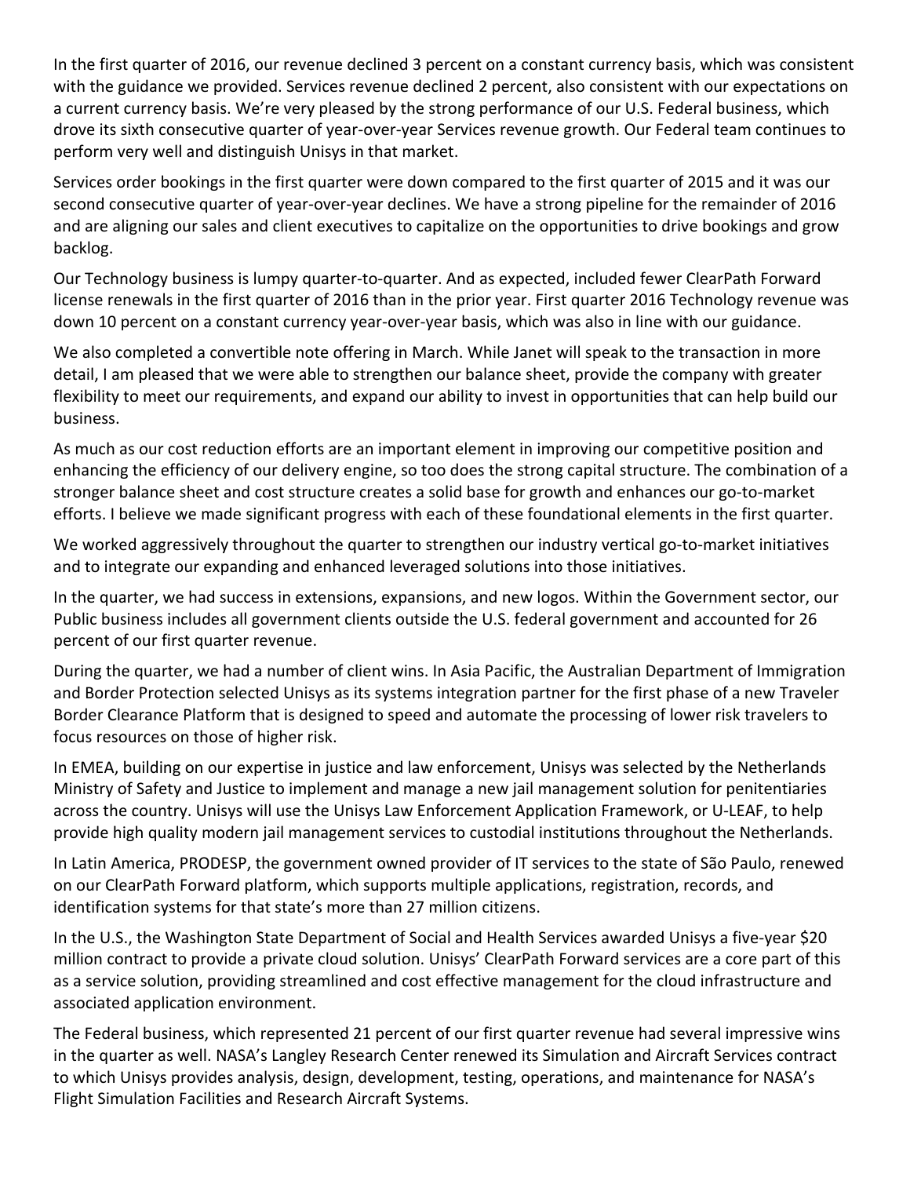In the first quarter of 2016, our revenue declined 3 percent on a constant currency basis, which was consistent with the guidance we provided. Services revenue declined 2 percent, also consistent with our expectations on a current currency basis. We're very pleased by the strong performance of our U.S. Federal business, which drove its sixth consecutive quarter of year-over-year Services revenue growth. Our Federal team continues to perform very well and distinguish Unisys in that market.

Services order bookings in the first quarter were down compared to the first quarter of 2015 and it was our second consecutive quarter of year-over-year declines. We have a strong pipeline for the remainder of 2016 and are aligning our sales and client executives to capitalize on the opportunities to drive bookings and grow backlog.

Our Technology business is lumpy quarter-to-quarter. And as expected, included fewer ClearPath Forward license renewals in the first quarter of 2016 than in the prior year. First quarter 2016 Technology revenue was down 10 percent on a constant currency year-over-year basis, which was also in line with our guidance.

We also completed a convertible note offering in March. While Janet will speak to the transaction in more detail, I am pleased that we were able to strengthen our balance sheet, provide the company with greater flexibility to meet our requirements, and expand our ability to invest in opportunities that can help build our business.

As much as our cost reduction efforts are an important element in improving our competitive position and enhancing the efficiency of our delivery engine, so too does the strong capital structure. The combination of a stronger balance sheet and cost structure creates a solid base for growth and enhances our go-to-market efforts. I believe we made significant progress with each of these foundational elements in the first quarter.

We worked aggressively throughout the quarter to strengthen our industry vertical go-to-market initiatives and to integrate our expanding and enhanced leveraged solutions into those initiatives.

In the quarter, we had success in extensions, expansions, and new logos. Within the Government sector, our Public business includes all government clients outside the U.S. federal government and accounted for 26 percent of our first quarter revenue.

During the quarter, we had a number of client wins. In Asia Pacific, the Australian Department of Immigration and Border Protection selected Unisys as its systems integration partner for the first phase of a new Traveler Border Clearance Platform that is designed to speed and automate the processing of lower risk travelers to focus resources on those of higher risk.

In EMEA, building on our expertise in justice and law enforcement, Unisys was selected by the Netherlands Ministry of Safety and Justice to implement and manage a new jail management solution for penitentiaries across the country. Unisys will use the Unisys Law Enforcement Application Framework, or U-LEAF, to help provide high quality modern jail management services to custodial institutions throughout the Netherlands.

In Latin America, PRODESP, the government owned provider of IT services to the state of São Paulo, renewed on our ClearPath Forward platform, which supports multiple applications, registration, records, and identification systems for that state's more than 27 million citizens.

In the U.S., the Washington State Department of Social and Health Services awarded Unisys a five-year $20 million contract to provide a private cloud solution. Unisys' ClearPath Forward services are a core part of this as a service solution, providing streamlined and cost effective management for the cloud infrastructure and associated application environment.

The Federal business, which represented 21 percent of our first quarter revenue had several impressive wins in the quarter as well. NASA's Langley Research Center renewed its Simulation and Aircraft Services contract to which Unisys provides analysis, design, development, testing, operations, and maintenance for NASA's Flight Simulation Facilities and Research Aircraft Systems.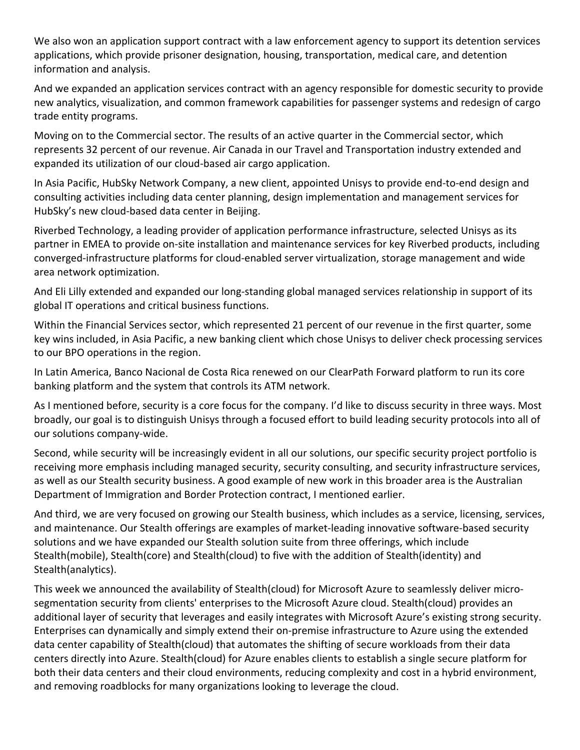We also won an application support contract with a law enforcement agency to support its detention services applications, which provide prisoner designation, housing, transportation, medical care, and detention information and analysis.

And we expanded an application services contract with an agency responsible for domestic security to provide new analytics, visualization, and common framework capabilities for passenger systems and redesign of cargo trade entity programs.

Moving on to the Commercial sector. The results of an active quarter in the Commercial sector, which represents 32 percent of our revenue. Air Canada in our Travel and Transportation industry extended and expanded its utilization of our cloud-based air cargo application.

In Asia Pacific, HubSky Network Company, a new client, appointed Unisys to provide end-to-end design and consulting activities including data center planning, design implementation and management services for HubSky's new cloud-based data center in Beijing.

Riverbed Technology, a leading provider of application performance infrastructure, selected Unisys as its partner in EMEA to provide on-site installation and maintenance services for key Riverbed products, including converged-infrastructure platforms for cloud-enabled server virtualization, storage management and wide area network optimization.

And Eli Lilly extended and expanded our long-standing global managed services relationship in support of its global IT operations and critical business functions.

Within the Financial Services sector, which represented 21 percent of our revenue in the first quarter, some key wins included, in Asia Pacific, a new banking client which chose Unisys to deliver check processing services to our BPO operations in the region.

In Latin America, Banco Nacional de Costa Rica renewed on our ClearPath Forward platform to run its core banking platform and the system that controls its ATM network.

As I mentioned before, security is a core focus for the company. I'd like to discuss security in three ways. Most broadly, our goal is to distinguish Unisys through a focused effort to build leading security protocols into all of our solutions company-wide.

Second, while security will be increasingly evident in all our solutions, our specific security project portfolio is receiving more emphasis including managed security, security consulting, and security infrastructure services, as well as our Stealth security business. A good example of new work in this broader area is the Australian Department of Immigration and Border Protection contract, I mentioned earlier.

And third, we are very focused on growing our Stealth business, which includes as a service, licensing, services, and maintenance. Our Stealth offerings are examples of market-leading innovative software-based security solutions and we have expanded our Stealth solution suite from three offerings, which include Stealth(mobile), Stealth(core) and Stealth(cloud) to five with the addition of Stealth(identity) and Stealth(analytics).

This week we announced the availability of Stealth(cloud) for Microsoft Azure to seamlessly deliver micro-segmentation security from clients' enterprises to the Microsoft Azure cloud. Stealth(cloud) provides an additional layer of security that leverages and easily integrates with Microsoft Azure's existing strong security. Enterprises can dynamically and simply extend their on-premise infrastructure to Azure using the extended data center capability of Stealth(cloud) that automates the shifting of secure workloads from their data centers directly into Azure. Stealth(cloud) for Azure enables clients to establish a single secure platform for both their data centers and their cloud environments, reducing complexity and cost in a hybrid environment, and removing roadblocks for many organizations looking to leverage the cloud.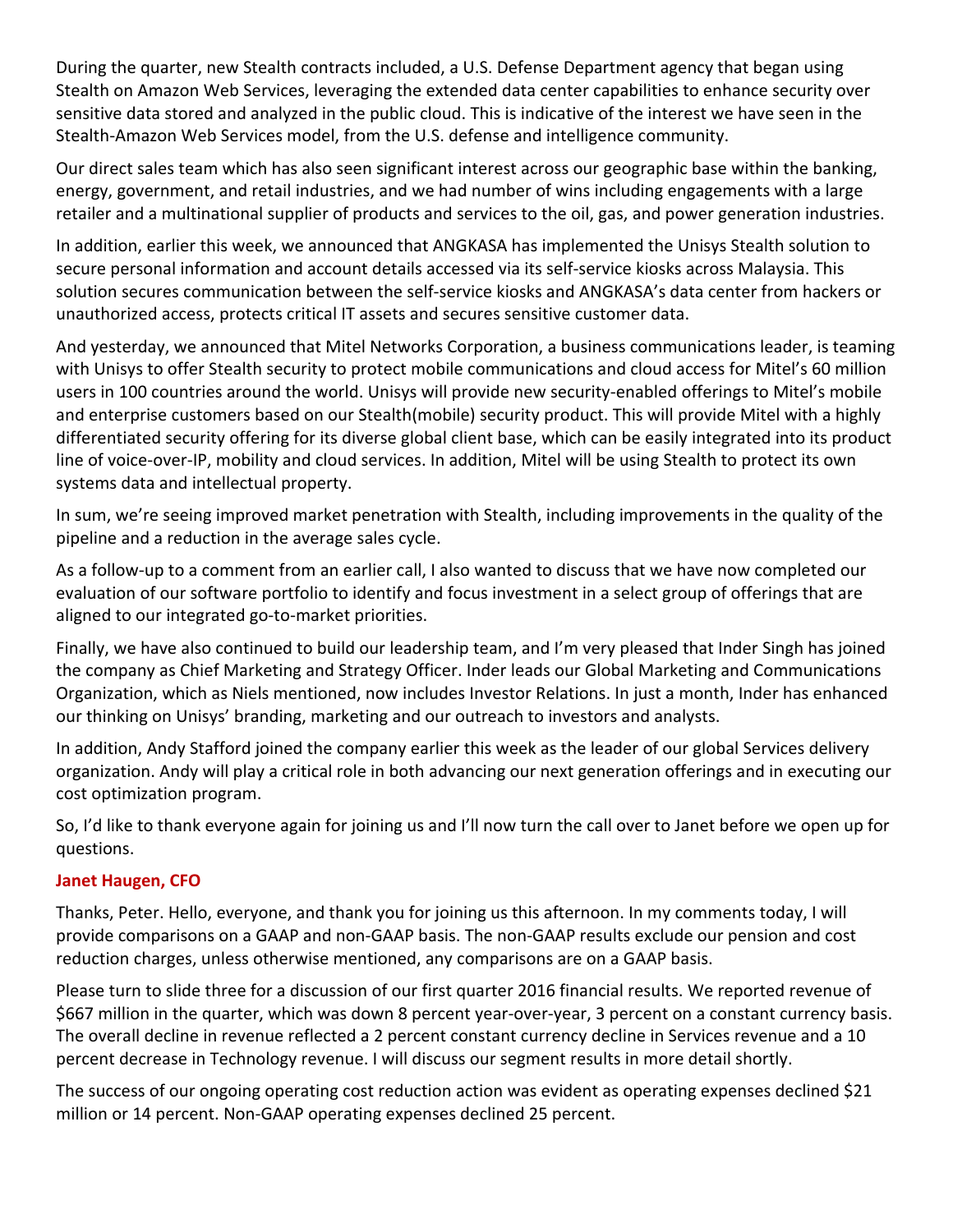During the quarter, new Stealth contracts included, a U.S. Defense Department agency that began using Stealth on Amazon Web Services, leveraging the extended data center capabilities to enhance security over sensitive data stored and analyzed in the public cloud. This is indicative of the interest we have seen in the Stealth-Amazon Web Services model, from the U.S. defense and intelligence community.

Our direct sales team which has also seen significant interest across our geographic base within the banking, energy, government, and retail industries, and we had number of wins including engagements with a large retailer and a multinational supplier of products and services to the oil, gas, and power generation industries.

In addition, earlier this week, we announced that ANGKASA has implemented the Unisys Stealth solution to secure personal information and account details accessed via its self-service kiosks across Malaysia. This solution secures communication between the self-service kiosks and ANGKASA's data center from hackers or unauthorized access, protects critical IT assets and secures sensitive customer data.

And yesterday, we announced that Mitel Networks Corporation, a business communications leader, is teaming with Unisys to offer Stealth security to protect mobile communications and cloud access for Mitel's 60 million users in 100 countries around the world. Unisys will provide new security-enabled offerings to Mitel's mobile and enterprise customers based on our Stealth(mobile) security product. This will provide Mitel with a highly differentiated security offering for its diverse global client base, which can be easily integrated into its product line of voice-over-IP, mobility and cloud services. In addition, Mitel will be using Stealth to protect its own systems data and intellectual property.

In sum, we're seeing improved market penetration with Stealth, including improvements in the quality of the pipeline and a reduction in the average sales cycle.

As a follow-up to a comment from an earlier call, I also wanted to discuss that we have now completed our evaluation of our software portfolio to identify and focus investment in a select group of offerings that are aligned to our integrated go-to-market priorities.

Finally, we have also continued to build our leadership team, and I'm very pleased that Inder Singh has joined the company as Chief Marketing and Strategy Officer. Inder leads our Global Marketing and Communications Organization, which as Niels mentioned, now includes Investor Relations. In just a month, Inder has enhanced our thinking on Unisys' branding, marketing and our outreach to investors and analysts.

In addition, Andy Stafford joined the company earlier this week as the leader of our global Services delivery organization. Andy will play a critical role in both advancing our next generation offerings and in executing our cost optimization program.

So, I'd like to thank everyone again for joining us and I'll now turn the call over to Janet before we open up for questions.

**Janet Haugen, CFO**

Thanks, Peter. Hello, everyone, and thank you for joining us this afternoon. In my comments today, I will provide comparisons on a GAAP and non-GAAP basis. The non-GAAP results exclude our pension and cost reduction charges, unless otherwise mentioned, any comparisons are on a GAAP basis.

Please turn to slide three for a discussion of our first quarter 2016 financial results. We reported revenue of $667 million in the quarter, which was down 8 percent year-over-year, 3 percent on a constant currency basis. The overall decline in revenue reflected a 2 percent constant currency decline in Services revenue and a 10 percent decrease in Technology revenue. I will discuss our segment results in more detail shortly.

The success of our ongoing operating cost reduction action was evident as operating expenses declined $21 million or 14 percent. Non-GAAP operating expenses declined 25 percent.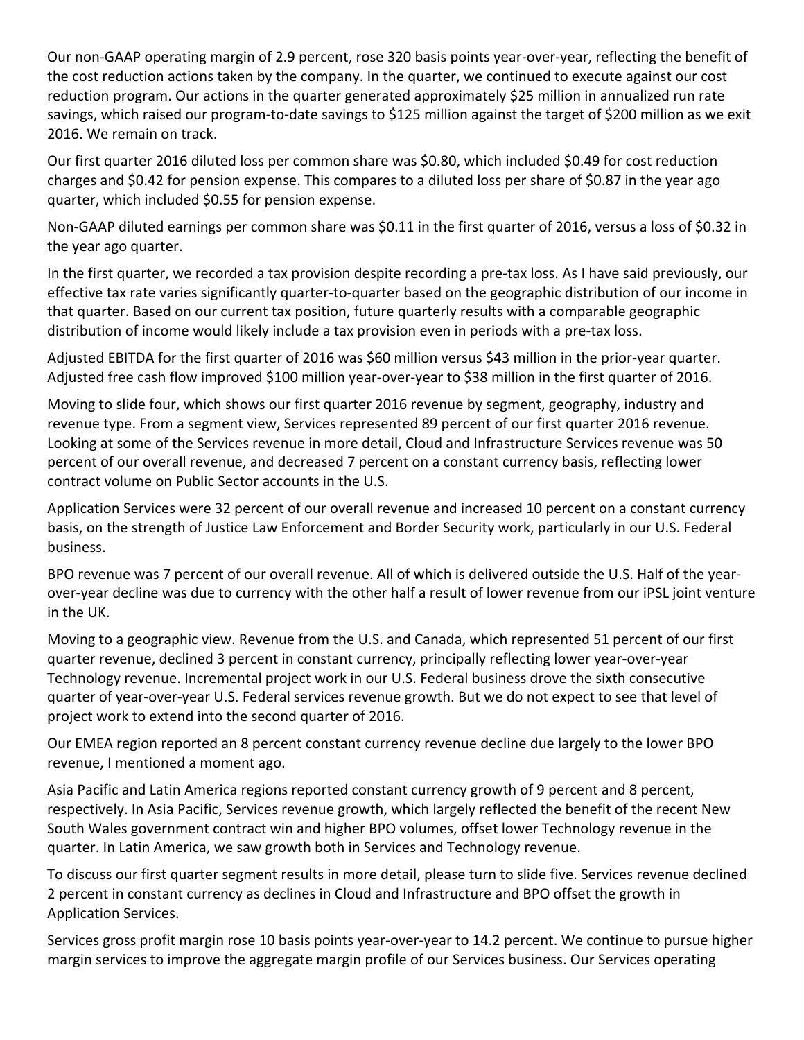Our non-GAAP operating margin of 2.9 percent, rose 320 basis points year-over-year, reflecting the benefit of the cost reduction actions taken by the company. In the quarter, we continued to execute against our cost reduction program. Our actions in the quarter generated approximately $25 million in annualized run rate savings, which raised our program-to-date savings to $125 million against the target of $200 million as we exit 2016. We remain on track.

Our first quarter 2016 diluted loss per common share was $0.80, which included $0.49 for cost reduction charges and $0.42 for pension expense. This compares to a diluted loss per share of $0.87 in the year ago quarter, which included $0.55 for pension expense.

Non-GAAP diluted earnings per common share was $0.11 in the first quarter of 2016, versus a loss of $0.32 in the year ago quarter.

In the first quarter, we recorded a tax provision despite recording a pre-tax loss. As I have said previously, our effective tax rate varies significantly quarter-to-quarter based on the geographic distribution of our income in that quarter. Based on our current tax position, future quarterly results with a comparable geographic distribution of income would likely include a tax provision even in periods with a pre-tax loss.

Adjusted EBITDA for the first quarter of 2016 was $60 million versus $43 million in the prior-year quarter. Adjusted free cash flow improved $100 million year-over-year to $38 million in the first quarter of 2016.

Moving to slide four, which shows our first quarter 2016 revenue by segment, geography, industry and revenue type. From a segment view, Services represented 89 percent of our first quarter 2016 revenue. Looking at some of the Services revenue in more detail, Cloud and Infrastructure Services revenue was 50 percent of our overall revenue, and decreased 7 percent on a constant currency basis, reflecting lower contract volume on Public Sector accounts in the U.S.

Application Services were 32 percent of our overall revenue and increased 10 percent on a constant currency basis, on the strength of Justice Law Enforcement and Border Security work, particularly in our U.S. Federal business.

BPO revenue was 7 percent of our overall revenue. All of which is delivered outside the U.S. Half of the year-over-year decline was due to currency with the other half a result of lower revenue from our iPSL joint venture in the UK.

Moving to a geographic view. Revenue from the U.S. and Canada, which represented 51 percent of our first quarter revenue, declined 3 percent in constant currency, principally reflecting lower year-over-year Technology revenue. Incremental project work in our U.S. Federal business drove the sixth consecutive quarter of year-over-year U.S. Federal services revenue growth. But we do not expect to see that level of project work to extend into the second quarter of 2016.

Our EMEA region reported an 8 percent constant currency revenue decline due largely to the lower BPO revenue, I mentioned a moment ago.

Asia Pacific and Latin America regions reported constant currency growth of 9 percent and 8 percent, respectively. In Asia Pacific, Services revenue growth, which largely reflected the benefit of the recent New South Wales government contract win and higher BPO volumes, offset lower Technology revenue in the quarter. In Latin America, we saw growth both in Services and Technology revenue.

To discuss our first quarter segment results in more detail, please turn to slide five. Services revenue declined 2 percent in constant currency as declines in Cloud and Infrastructure and BPO offset the growth in Application Services.

Services gross profit margin rose 10 basis points year-over-year to 14.2 percent. We continue to pursue higher margin services to improve the aggregate margin profile of our Services business. Our Services operating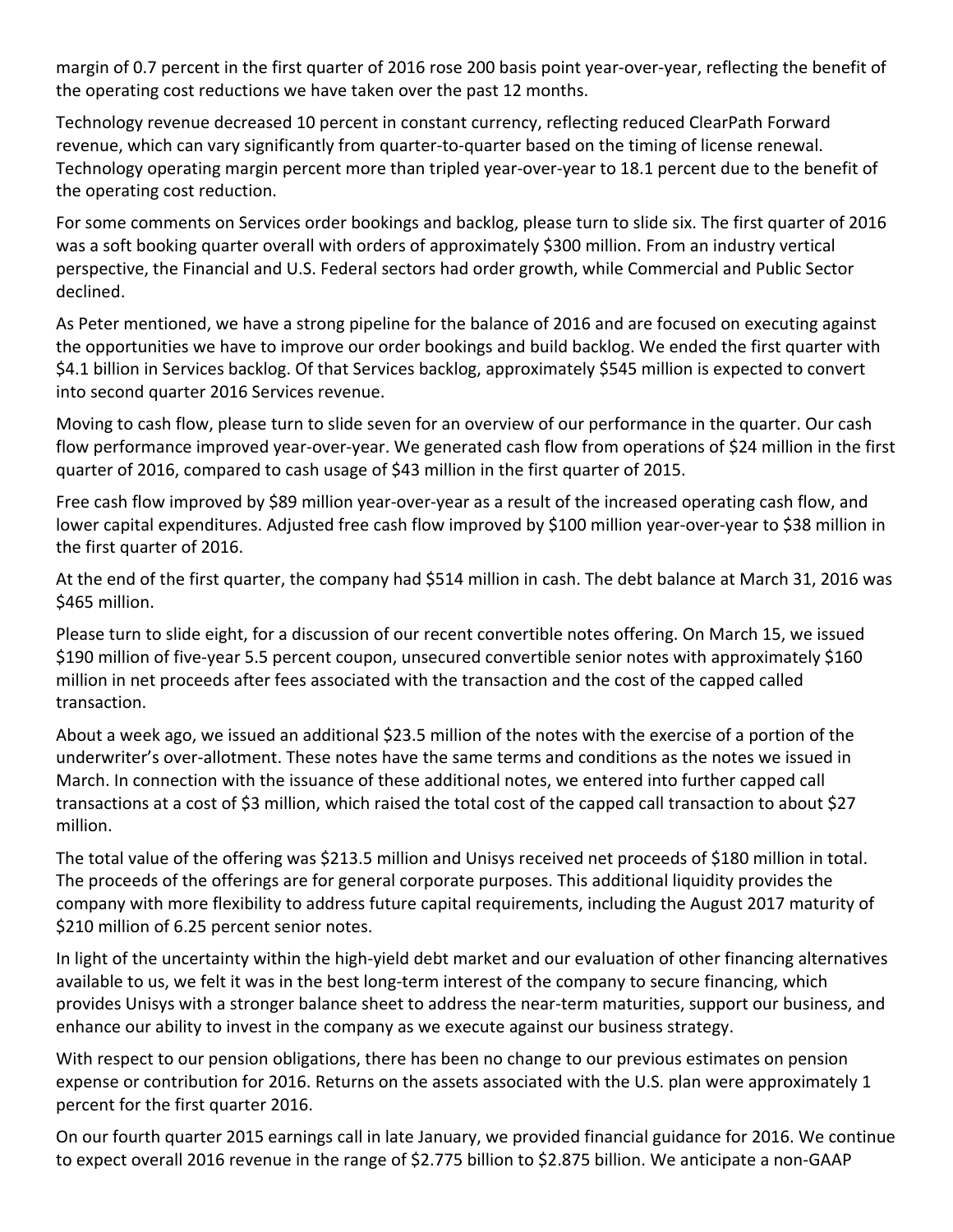margin of 0.7 percent in the first quarter of 2016 rose 200 basis point year-over-year, reflecting the benefit of the operating cost reductions we have taken over the past 12 months.

Technology revenue decreased 10 percent in constant currency, reflecting reduced ClearPath Forward revenue, which can vary significantly from quarter-to-quarter based on the timing of license renewal. Technology operating margin percent more than tripled year-over-year to 18.1 percent due to the benefit of the operating cost reduction.

For some comments on Services order bookings and backlog, please turn to slide six. The first quarter of 2016 was a soft booking quarter overall with orders of approximately $300 million. From an industry vertical perspective, the Financial and U.S. Federal sectors had order growth, while Commercial and Public Sector declined.

As Peter mentioned, we have a strong pipeline for the balance of 2016 and are focused on executing against the opportunities we have to improve our order bookings and build backlog. We ended the first quarter with $4.1 billion in Services backlog. Of that Services backlog, approximately $545 million is expected to convert into second quarter 2016 Services revenue.

Moving to cash flow, please turn to slide seven for an overview of our performance in the quarter. Our cash flow performance improved year-over-year. We generated cash flow from operations of $24 million in the first quarter of 2016, compared to cash usage of $43 million in the first quarter of 2015.

Free cash flow improved by $89 million year-over-year as a result of the increased operating cash flow, and lower capital expenditures. Adjusted free cash flow improved by $100 million year-over-year to $38 million in the first quarter of 2016.

At the end of the first quarter, the company had $514 million in cash. The debt balance at March 31, 2016 was $465 million.

Please turn to slide eight, for a discussion of our recent convertible notes offering. On March 15, we issued $190 million of five-year 5.5 percent coupon, unsecured convertible senior notes with approximately $160 million in net proceeds after fees associated with the transaction and the cost of the capped called transaction.

About a week ago, we issued an additional $23.5 million of the notes with the exercise of a portion of the underwriter's over-allotment. These notes have the same terms and conditions as the notes we issued in March. In connection with the issuance of these additional notes, we entered into further capped call transactions at a cost of $3 million, which raised the total cost of the capped call transaction to about $27 million.

The total value of the offering was $213.5 million and Unisys received net proceeds of $180 million in total. The proceeds of the offerings are for general corporate purposes. This additional liquidity provides the company with more flexibility to address future capital requirements, including the August 2017 maturity of $210 million of 6.25 percent senior notes.

In light of the uncertainty within the high-yield debt market and our evaluation of other financing alternatives available to us, we felt it was in the best long-term interest of the company to secure financing, which provides Unisys with a stronger balance sheet to address the near-term maturities, support our business, and enhance our ability to invest in the company as we execute against our business strategy.

With respect to our pension obligations, there has been no change to our previous estimates on pension expense or contribution for 2016. Returns on the assets associated with the U.S. plan were approximately 1 percent for the first quarter 2016.

On our fourth quarter 2015 earnings call in late January, we provided financial guidance for 2016. We continue to expect overall 2016 revenue in the range of $2.775 billion to $2.875 billion. We anticipate a non-GAAP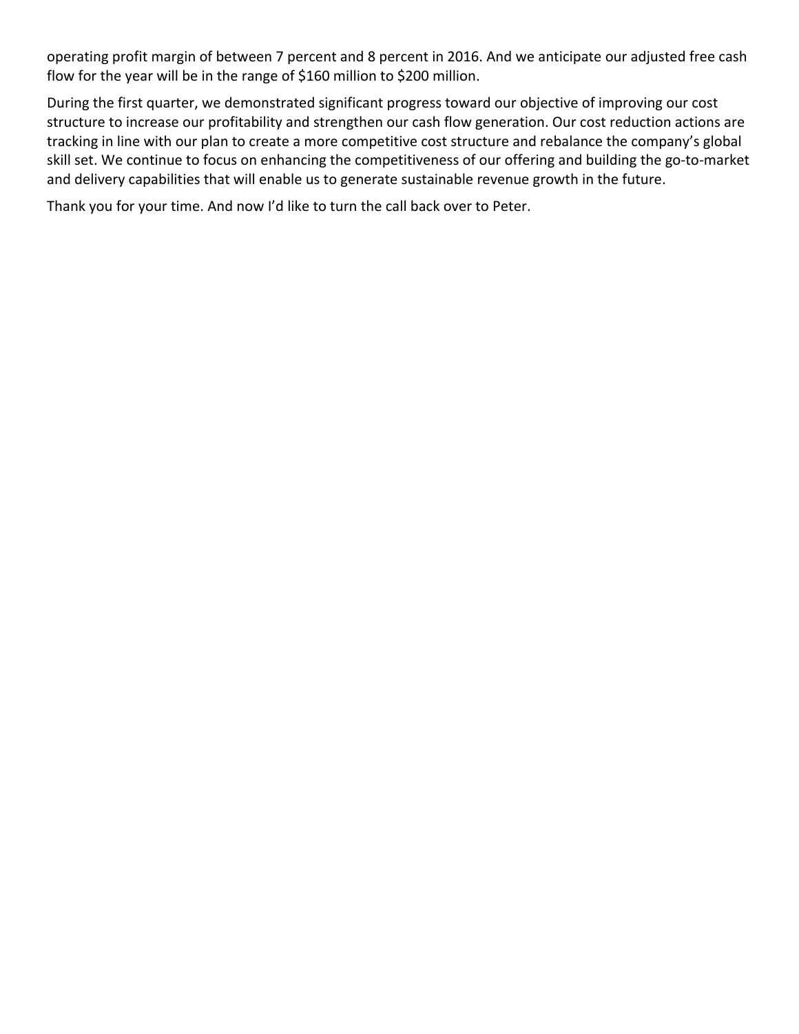operating profit margin of between 7 percent and 8 percent in 2016. And we anticipate our adjusted free cash flow for the year will be in the range of $160 million to $200 million.

During the first quarter, we demonstrated significant progress toward our objective of improving our cost structure to increase our profitability and strengthen our cash flow generation. Our cost reduction actions are tracking in line with our plan to create a more competitive cost structure and rebalance the company's global skill set. We continue to focus on enhancing the competitiveness of our offering and building the go-to-market and delivery capabilities that will enable us to generate sustainable revenue growth in the future.

Thank you for your time. And now I'd like to turn the call back over to Peter.